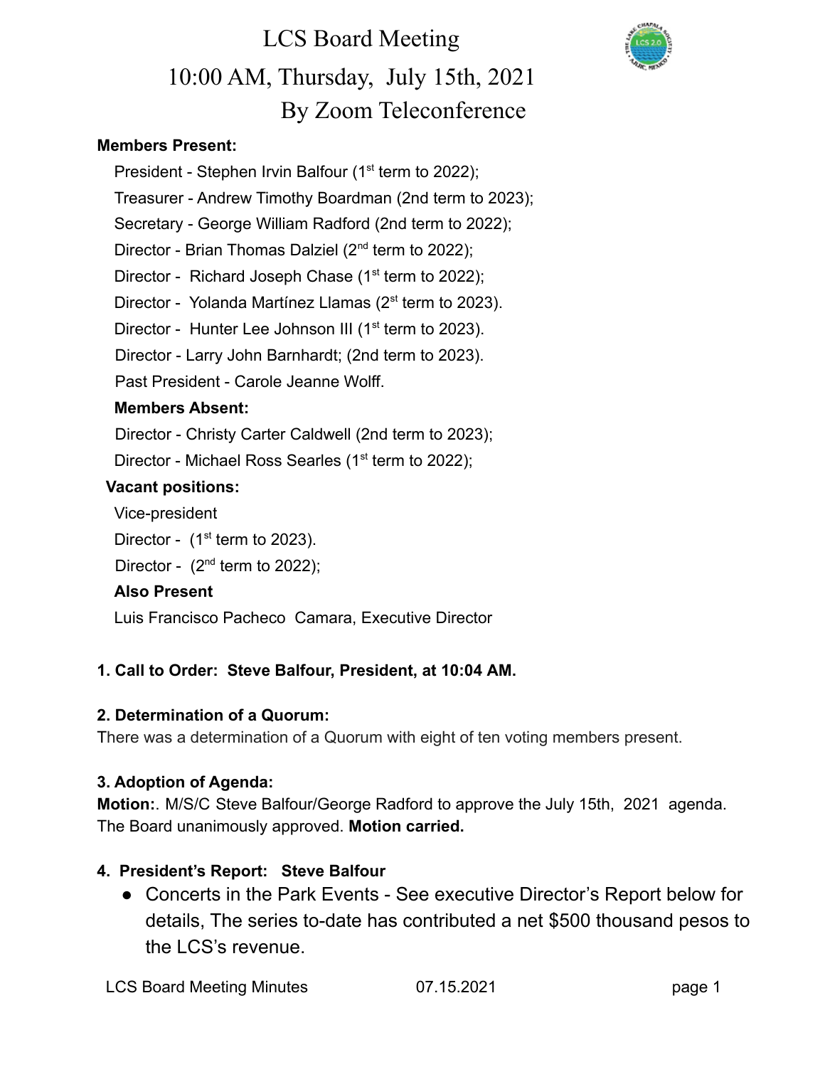# LCS Board Meeting

## 10:00 AM, Thursday, July 15th, 2021

## By Zoom Teleconference

**Members Present:**

President - Stephen Irvin Balfour (1st term to 2022);

Treasurer - Andrew Timothy Boardman (2nd term to 2023);

Secretary - George William Radford (2nd term to 2022);

Director - Brian Thomas Dalziel (2nd term to 2022);

Director - Richard Joseph Chase (1st term to 2022);

Director - Yolanda Martínez Llamas (2st term to 2023).

Director - Hunter Lee Johnson III (1st term to 2023).

Director - Larry John Barnhardt; (2nd term to 2023).

Past President - Carole Jeanne Wolff.

**Members Absent:**

Director - Christy Carter Caldwell (2nd term to 2023);

Director - Michael Ross Searles (1st term to 2022);

**Vacant positions:**

Vice-president

Director - (1st term to 2023).

Director - (2nd term to 2022);

**Also Present**

Luis Francisco Pacheco Camara, Executive Director

**1. Call to Order: Steve Balfour, President, at 10:04 AM.**

**2. Determination of a Quorum:**

There was a determination of a Quorum with eight of ten voting members present.

**3. Adoption of Agenda:**

**Motion:**. M/S/C Steve Balfour/George Radford to approve the July 15th, 2021 agenda. The Board unanimously approved. **Motion carried.**

**4. President's Report: Steve Balfour**

- Concerts in the Park Events - See executive Director's Report below for details, The series to-date has contributed a net $500 thousand pesos to the LCS's revenue.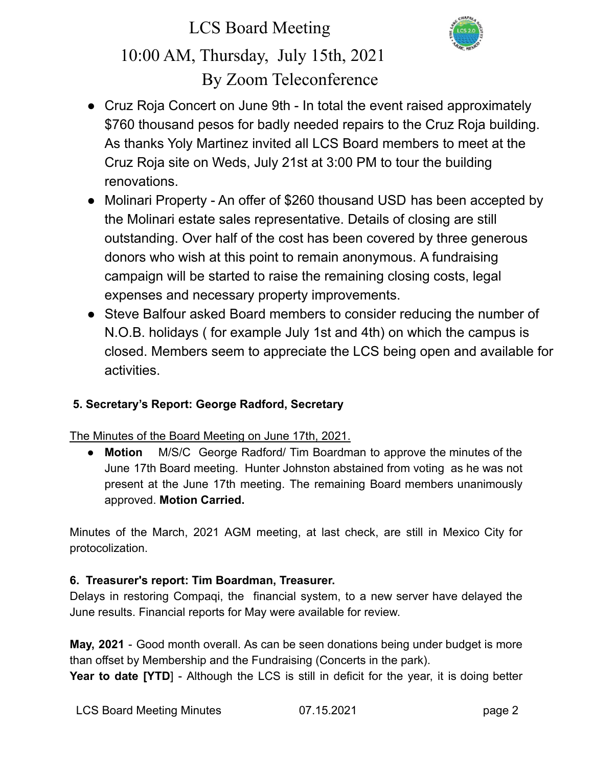- Cruz Roja Concert on June 9th - In total the event raised approximately $760 thousand pesos for badly needed repairs to the Cruz Roja building. As thanks Yoly Martinez invited all LCS Board members to meet at the Cruz Roja site on Weds, July 21st at 3:00 PM to tour the building renovations.
- Molinari Property - An offer of $260 thousand USD has been accepted by the Molinari estate sales representative. Details of closing are still outstanding. Over half of the cost has been covered by three generous donors who wish at this point to remain anonymous. A fundraising campaign will be started to raise the remaining closing costs, legal expenses and necessary property improvements.
- Steve Balfour asked Board members to consider reducing the number of N.O.B. holidays ( for example July 1st and 4th) on which the campus is closed. Members seem to appreciate the LCS being open and available for activities.

**5. Secretary's Report: George Radford, Secretary**

The Minutes of the Board Meeting on June 17th, 2021.

- **Motion** M/S/C George Radford/ Tim Boardman to approve the minutes of the June 17th Board meeting. Hunter Johnston abstained from voting as he was not present at the June 17th meeting. The remaining Board members unanimously approved. **Motion Carried.**

Minutes of the March, 2021 AGM meeting, at last check, are still in Mexico City for protocolization.

**6. Treasurer's report: Tim Boardman, Treasurer.**

Delays in restoring Compaqi, the financial system, to a new server have delayed the June results. Financial reports for May were available for review.

**May, 2021** - Good month overall. As can be seen donations being under budget is more than offset by Membership and the Fundraising (Concerts in the park).

**Year to date [YTD**] - Although the LCS is still in deficit for the year, it is doing better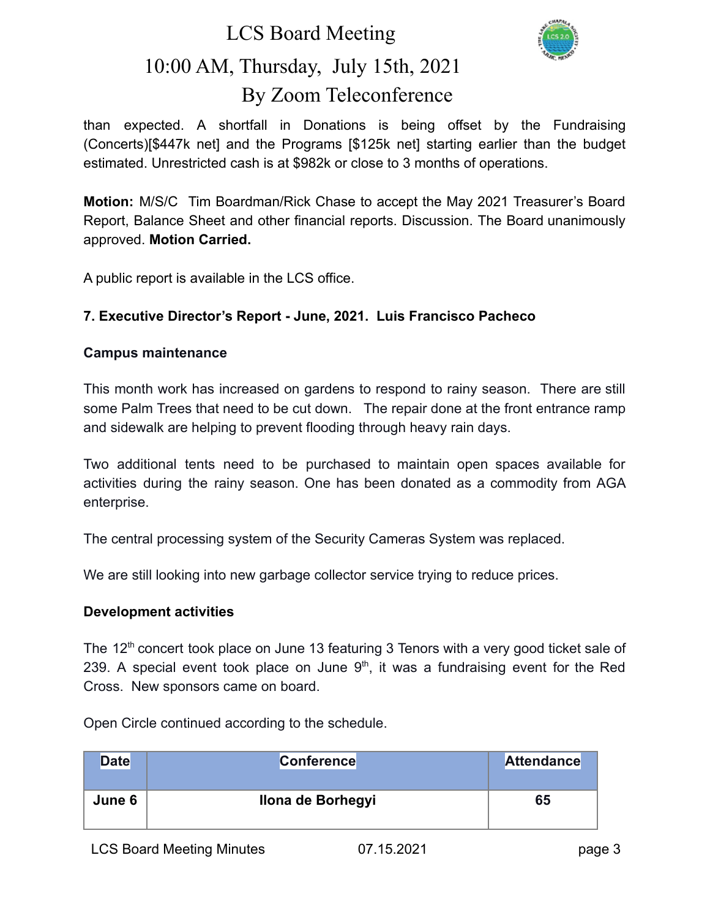than expected. A shortfall in Donations is being offset by the Fundraising (Concerts)[$447k net] and the Programs [$125k net] starting earlier than the budget estimated. Unrestricted cash is at $982k or close to 3 months of operations.

**Motion:** M/S/C Tim Boardman/Rick Chase to accept the May 2021 Treasurer's Board Report, Balance Sheet and other financial reports. Discussion. The Board unanimously approved. **Motion Carried.**

A public report is available in the LCS office.

**7. Executive Director's Report - June, 2021. Luis Francisco Pacheco**

**Campus maintenance**

This month work has increased on gardens to respond to rainy season. There are still some Palm Trees that need to be cut down. The repair done at the front entrance ramp and sidewalk are helping to prevent flooding through heavy rain days.

Two additional tents need to be purchased to maintain open spaces available for activities during the rainy season. One has been donated as a commodity from AGA enterprise.

The central processing system of the Security Cameras System was replaced.

We are still looking into new garbage collector service trying to reduce prices.

**Development activities**

The 12th concert took place on June 13 featuring 3 Tenors with a very good ticket sale of 239. A special event took place on June 9th, it was a fundraising event for the Red Cross. New sponsors came on board.

Open Circle continued according to the schedule.

| Date | Conference | Attendance |
|---|---|---|
| June 6 | Ilona de Borhegyi | 65 |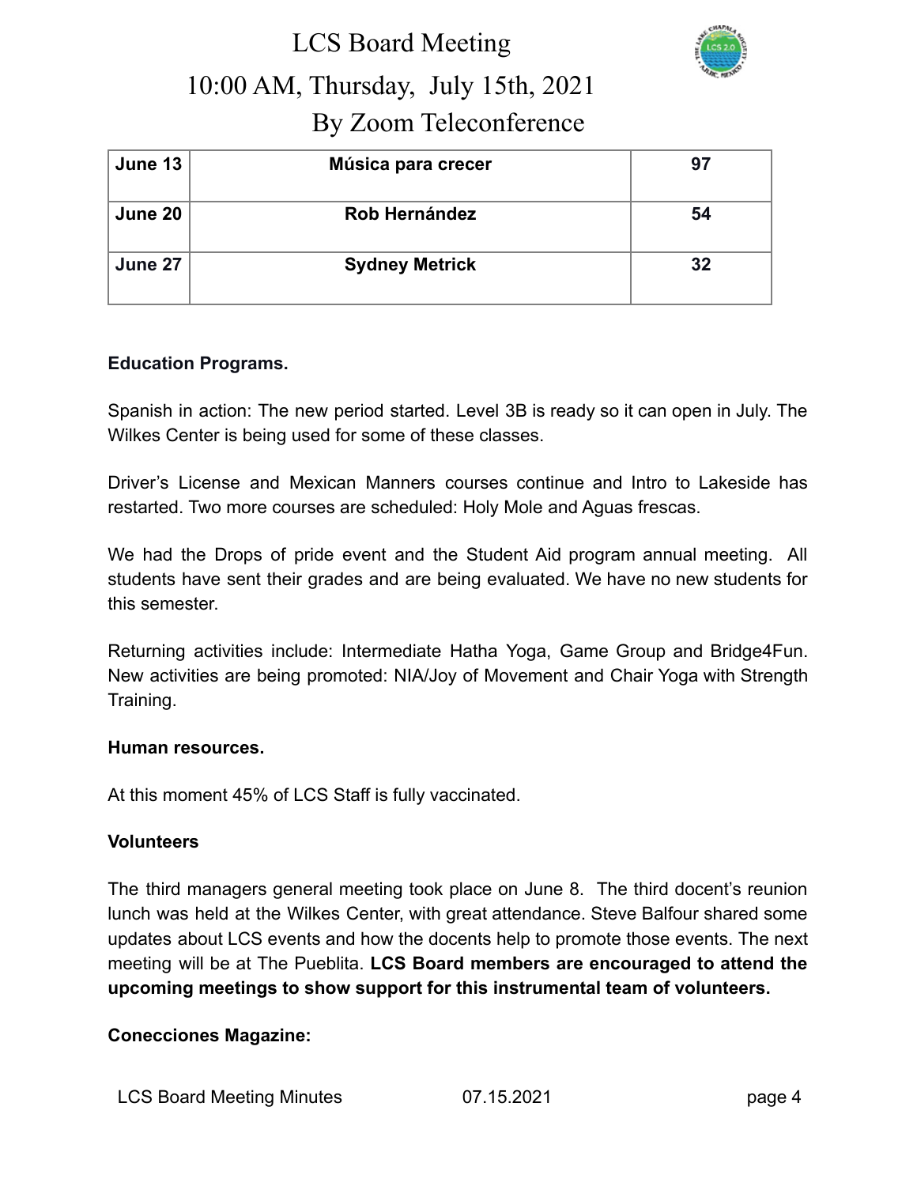| June 13 | Música para crecer | 97 |
|---|---|---|
| June 20 | Rob Hernández | 54 |
| June 27 | Sydney Metrick | 32 |

**Education Programs.**

Spanish in action: The new period started. Level 3B is ready so it can open in July. The Wilkes Center is being used for some of these classes.

Driver's License and Mexican Manners courses continue and Intro to Lakeside has restarted. Two more courses are scheduled: Holy Mole and Aguas frescas.

We had the Drops of pride event and the Student Aid program annual meeting. All students have sent their grades and are being evaluated. We have no new students for this semester.

Returning activities include: Intermediate Hatha Yoga, Game Group and Bridge4Fun. New activities are being promoted: NIA/Joy of Movement and Chair Yoga with Strength Training.

**Human resources.**

At this moment 45% of LCS Staff is fully vaccinated.

**Volunteers**

The third managers general meeting took place on June 8. The third docent's reunion lunch was held at the Wilkes Center, with great attendance. Steve Balfour shared some updates about LCS events and how the docents help to promote those events. The next meeting will be at The Pueblita. **LCS Board members are encouraged to attend the upcoming meetings to show support for this instrumental team of volunteers.**

**Conecciones Magazine:**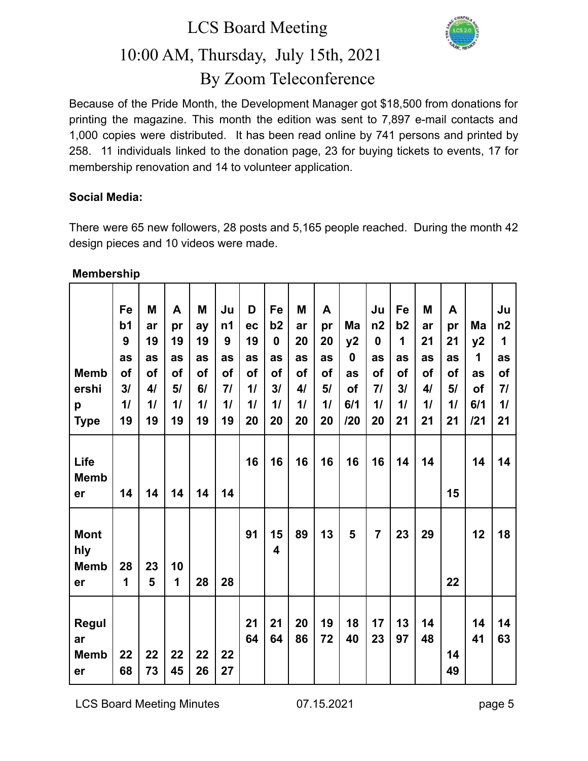LCS Board Meeting

10:00 AM, Thursday, July 15th, 2021

By Zoom Teleconference

Because of the Pride Month, the Development Manager got $18,500 from donations for printing the magazine. This month the edition was sent to 7,897 e-mail contacts and 1,000 copies were distributed. It has been read online by 741 persons and printed by 258. 11 individuals linked to the donation page, 23 for buying tickets to events, 17 for membership renovation and 14 to volunteer application.

**Social Media:**

There were 65 new followers, 28 posts and 5,165 people reached. During the month 42 design pieces and 10 videos were made.

**Membership**

| Membership Type | Feb19 as of 3/1/19 | Mar19 as of 4/1/19 | Apr19 as of 5/1/19 | May19 as of 6/1/19 | Jun19 as of 7/1/19 | Dec19 as of 1/1/20 | Feb20 as of 3/1/20 | Mar20 as of 4/1/20 | Apr20 as of 5/1/20 | May20 as of 6/1/20 | Jun20 as of 7/1/20 | Feb21 as of 3/1/21 | Mar21 as of 4/1/21 | Apr21 as of 5/1/21 | May21 as of 6/1/21 | Jun21 as of 7/1/21 |
|---|---|---|---|---|---|---|---|---|---|---|---|---|---|---|---|---|
| Life Member | 14 | 14 | 14 | 14 | 14 | 16 | 16 | 16 | 16 | 16 | 16 | 14 | 14 | 15 | 14 | 14 |
| Monthly Member | 281 | 235 | 101 | 28 | 28 | 91 | 154 | 89 | 13 | 5 | 7 | 23 | 29 | 22 | 12 | 18 |
| Regular Member | 2268 | 2273 | 2245 | 2226 | 2227 | 2164 | 2164 | 2086 | 1972 | 1840 | 1723 | 1397 | 1448 | 1449 | 1441 | 1463 |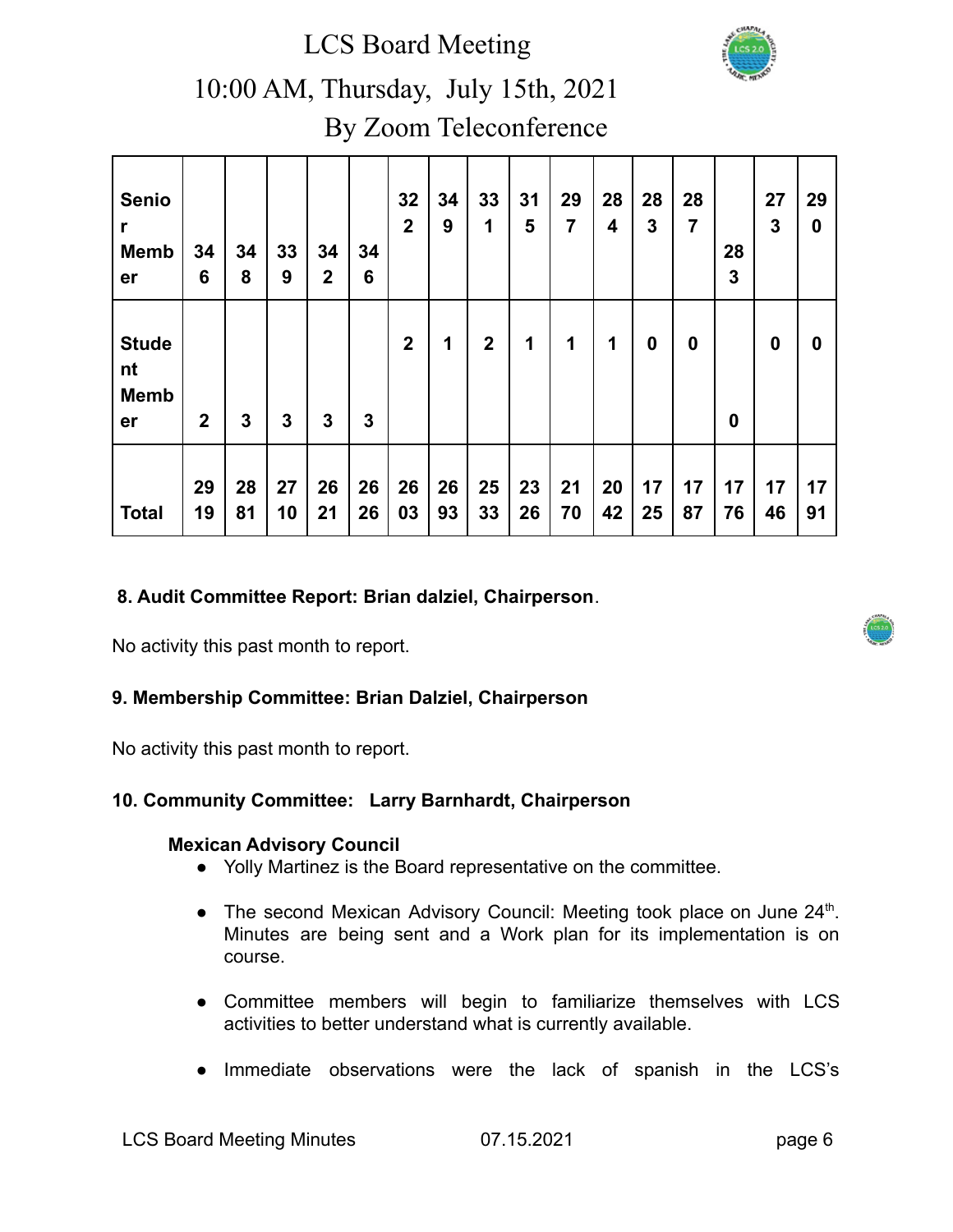| Senior Member | 346 | 348 | 339 | 342 | 346 | 322 | 349 | 331 | 315 | 297 | 284 | 283 | 287 | 283 | 273 | 290 |
|---|---|---|---|---|---|---|---|---|---|---|---|---|---|---|---|---|
| Student Member | 2 | 3 | 3 | 3 | 3 | 2 | 1 | 2 | 1 | 1 | 1 | 0 | 0 | 0 | 0 | 0 |
| Total | 2919 | 2881 | 2710 | 2621 | 2626 | 2603 | 2693 | 2533 | 2326 | 2170 | 2042 | 1725 | 1787 | 1776 | 1746 | 1791 |

**8. Audit Committee Report: Brian dalziel, Chairperson**.

No activity this past month to report.

**9. Membership Committee: Brian Dalziel, Chairperson**

No activity this past month to report.

**10. Community Committee: Larry Barnhardt, Chairperson**

**Mexican Advisory Council**

- Yolly Martinez is the Board representative on the committee.
- The second Mexican Advisory Council: Meeting took place on June 24th. Minutes are being sent and a Work plan for its implementation is on course.
- Committee members will begin to familiarize themselves with LCS activities to better understand what is currently available.
- Immediate observations were the lack of spanish in the LCS's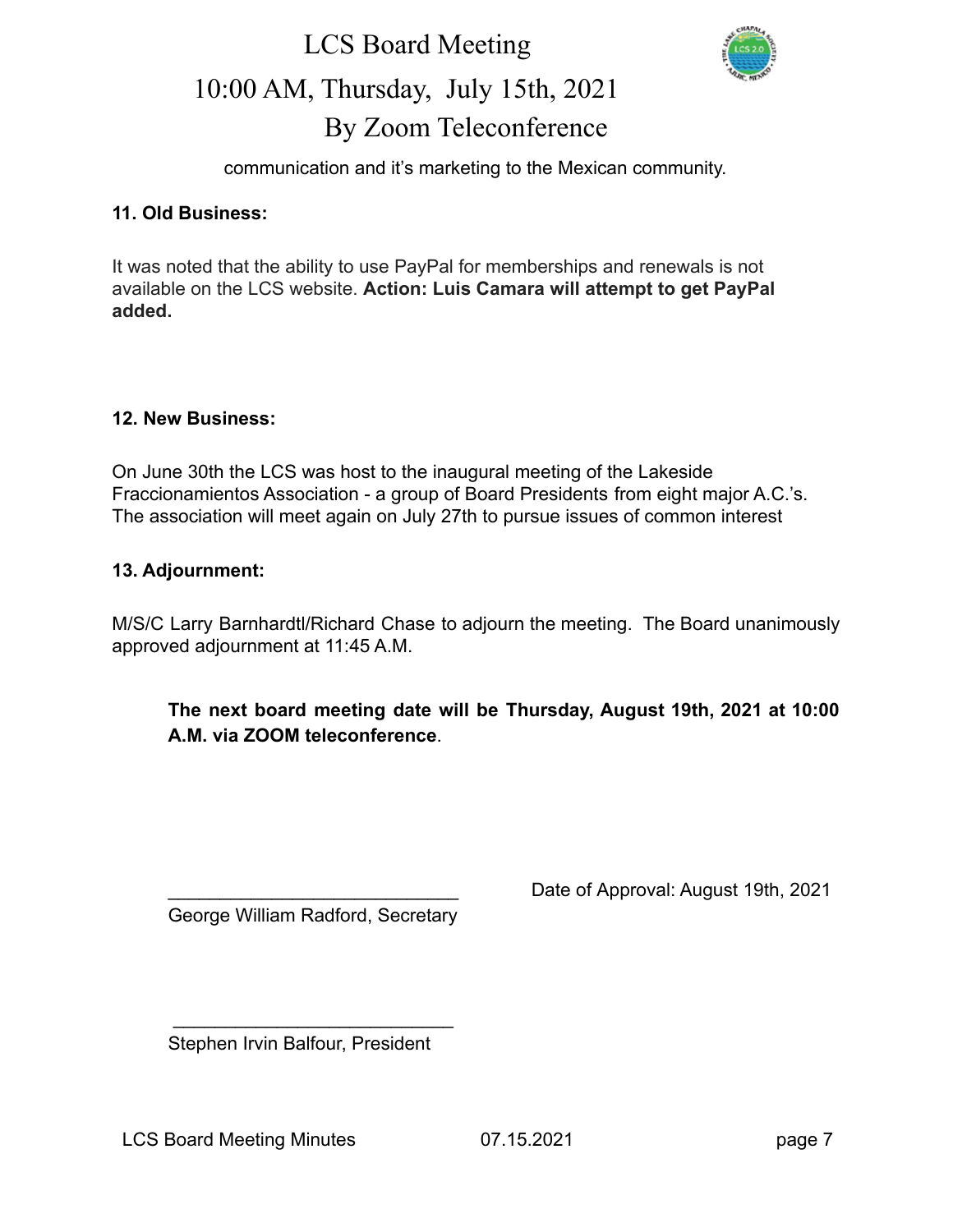communication and it's marketing to the Mexican community.

**11. Old Business:**

It was noted that the ability to use PayPal for memberships and renewals is not available on the LCS website. **Action: Luis Camara will attempt to get PayPal added.**

**12. New Business:**

On June 30th the LCS was host to the inaugural meeting of the Lakeside Fraccionamientos Association - a group of Board Presidents from eight major A.C.'s. The association will meet again on July 27th to pursue issues of common interest

**13. Adjournment:**

M/S/C Larry Barnhardtl/Richard Chase to adjourn the meeting. The Board unanimously approved adjournment at 11:45 A.M.

**The next board meeting date will be Thursday, August 19th, 2021 at 10:00 A.M. via ZOOM teleconference**.

___________________________
George William Radford, Secretary

Date of Approval: August 19th, 2021

___________________________
Stephen Irvin Balfour, President